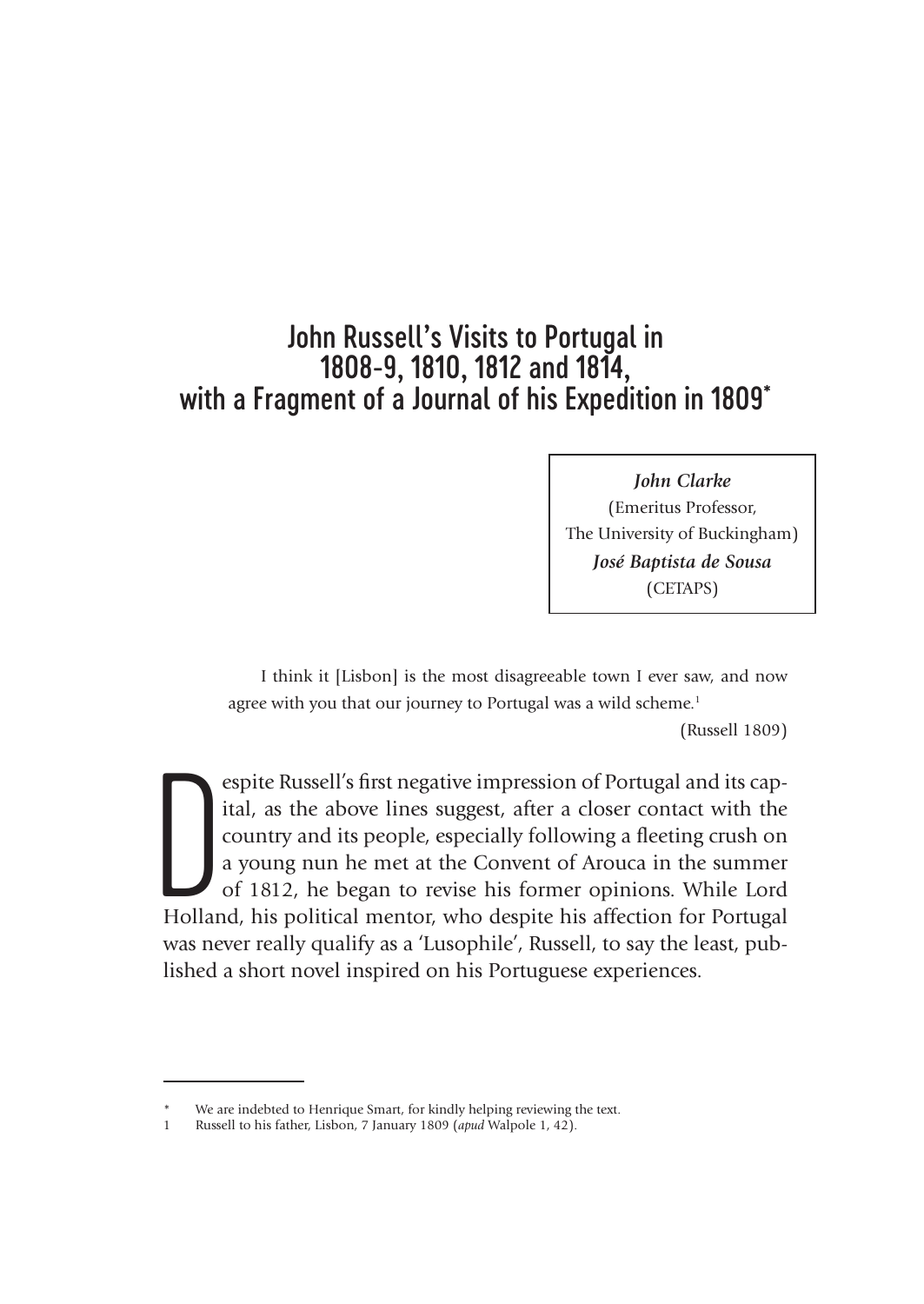# John Russell's Visits to Portugal in 1808-9, 1810, 1812 and 1814, with a Fragment of a Journal of his Expedition in 1809*

***John Clarke***
(Emeritus Professor,
The University of Buckingham)
***José Baptista de Sousa***
(CETAPS)

> I think it [Lisbon] is the most disagreeable town I ever saw, and now agree with you that our journey to Portugal was a wild scheme.[1]
>
> (Russell 1809)

Despite Russell's first negative impression of Portugal and its capital, as the above lines suggest, after a closer contact with the country and its people, especially following a fleeting crush on a young nun he met at the Convent of Arouca in the summer of 1812, he began to revise his former opinions. While Lord Holland, his political mentor, who despite his affection for Portugal was never really qualify as a 'Lusophile', Russell, to say the least, published a short novel inspired on his Portuguese experiences.

---

\* We are indebted to Henrique Smart, for kindly helping reviewing the text.

1 Russell to his father, Lisbon, 7 January 1809 (*apud* Walpole 1, 42).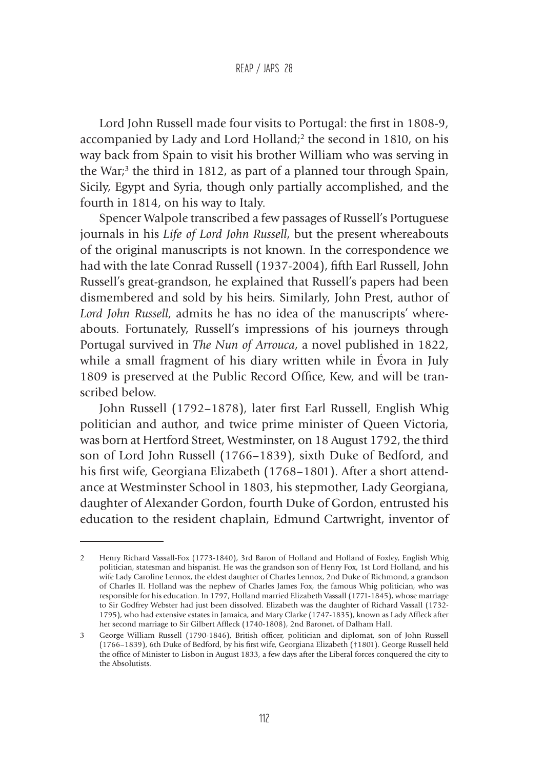Lord John Russell made four visits to Portugal: the first in 1808-9, accompanied by Lady and Lord Holland;[2] the second in 1810, on his way back from Spain to visit his brother William who was serving in the War;[3] the third in 1812, as part of a planned tour through Spain, Sicily, Egypt and Syria, though only partially accomplished, and the fourth in 1814, on his way to Italy.

Spencer Walpole transcribed a few passages of Russell's Portuguese journals in his *Life of Lord John Russell*, but the present whereabouts of the original manuscripts is not known. In the correspondence we had with the late Conrad Russell (1937-2004), fifth Earl Russell, John Russell's great-grandson, he explained that Russell's papers had been dismembered and sold by his heirs. Similarly, John Prest, author of *Lord John Russell*, admits he has no idea of the manuscripts' whereabouts. Fortunately, Russell's impressions of his journeys through Portugal survived in *The Nun of Arrouca*, a novel published in 1822, while a small fragment of his diary written while in Évora in July 1809 is preserved at the Public Record Office, Kew, and will be transcribed below.

John Russell (1792–1878), later first Earl Russell, English Whig politician and author, and twice prime minister of Queen Victoria, was born at Hertford Street, Westminster, on 18 August 1792, the third son of Lord John Russell (1766–1839), sixth Duke of Bedford, and his first wife, Georgiana Elizabeth (1768–1801). After a short attendance at Westminster School in 1803, his stepmother, Lady Georgiana, daughter of Alexander Gordon, fourth Duke of Gordon, entrusted his education to the resident chaplain, Edmund Cartwright, inventor of

---

2 Henry Richard Vassall-Fox (1773-1840), 3rd Baron of Holland and Holland of Foxley, English Whig politician, statesman and hispanist. He was the grandson son of Henry Fox, 1st Lord Holland, and his wife Lady Caroline Lennox, the eldest daughter of Charles Lennox, 2nd Duke of Richmond, a grandson of Charles II. Holland was the nephew of Charles James Fox, the famous Whig politician, who was responsible for his education. In 1797, Holland married Elizabeth Vassall (1771-1845), whose marriage to Sir Godfrey Webster had just been dissolved. Elizabeth was the daughter of Richard Vassall (1732-1795), who had extensive estates in Jamaica, and Mary Clarke (1747-1835), known as Lady Affleck after her second marriage to Sir Gilbert Affleck (1740-1808), 2nd Baronet, of Dalham Hall.

3 George William Russell (1790-1846), British officer, politician and diplomat, son of John Russell (1766–1839), 6th Duke of Bedford, by his first wife, Georgiana Elizabeth (†1801). George Russell held the office of Minister to Lisbon in August 1833, a few days after the Liberal forces conquered the city to the Absolutists.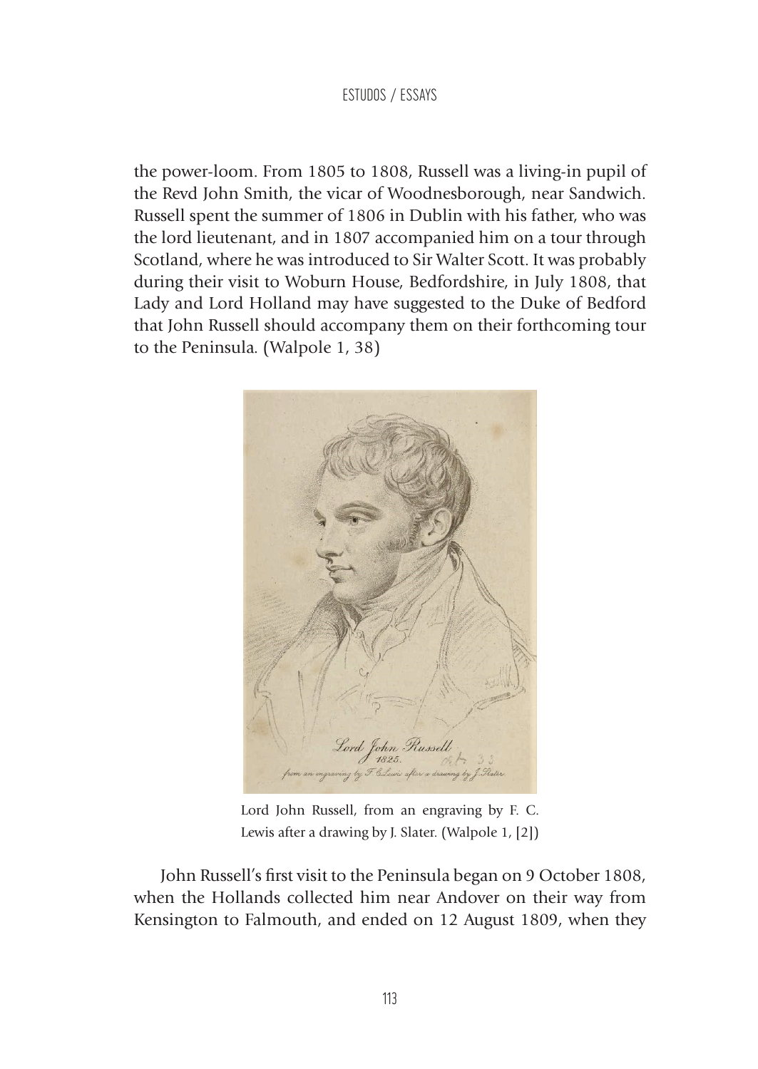the power-loom. From 1805 to 1808, Russell was a living-in pupil of the Revd John Smith, the vicar of Woodnesborough, near Sandwich. Russell spent the summer of 1806 in Dublin with his father, who was the lord lieutenant, and in 1807 accompanied him on a tour through Scotland, where he was introduced to Sir Walter Scott. It was probably during their visit to Woburn House, Bedfordshire, in July 1808, that Lady and Lord Holland may have suggested to the Duke of Bedford that John Russell should accompany them on their forthcoming tour to the Peninsula. (Walpole 1, 38)

Lord John Russell, from an engraving by F. C. Lewis after a drawing by J. Slater. (Walpole 1, [2])

John Russell's first visit to the Peninsula began on 9 October 1808, when the Hollands collected him near Andover on their way from Kensington to Falmouth, and ended on 12 August 1809, when they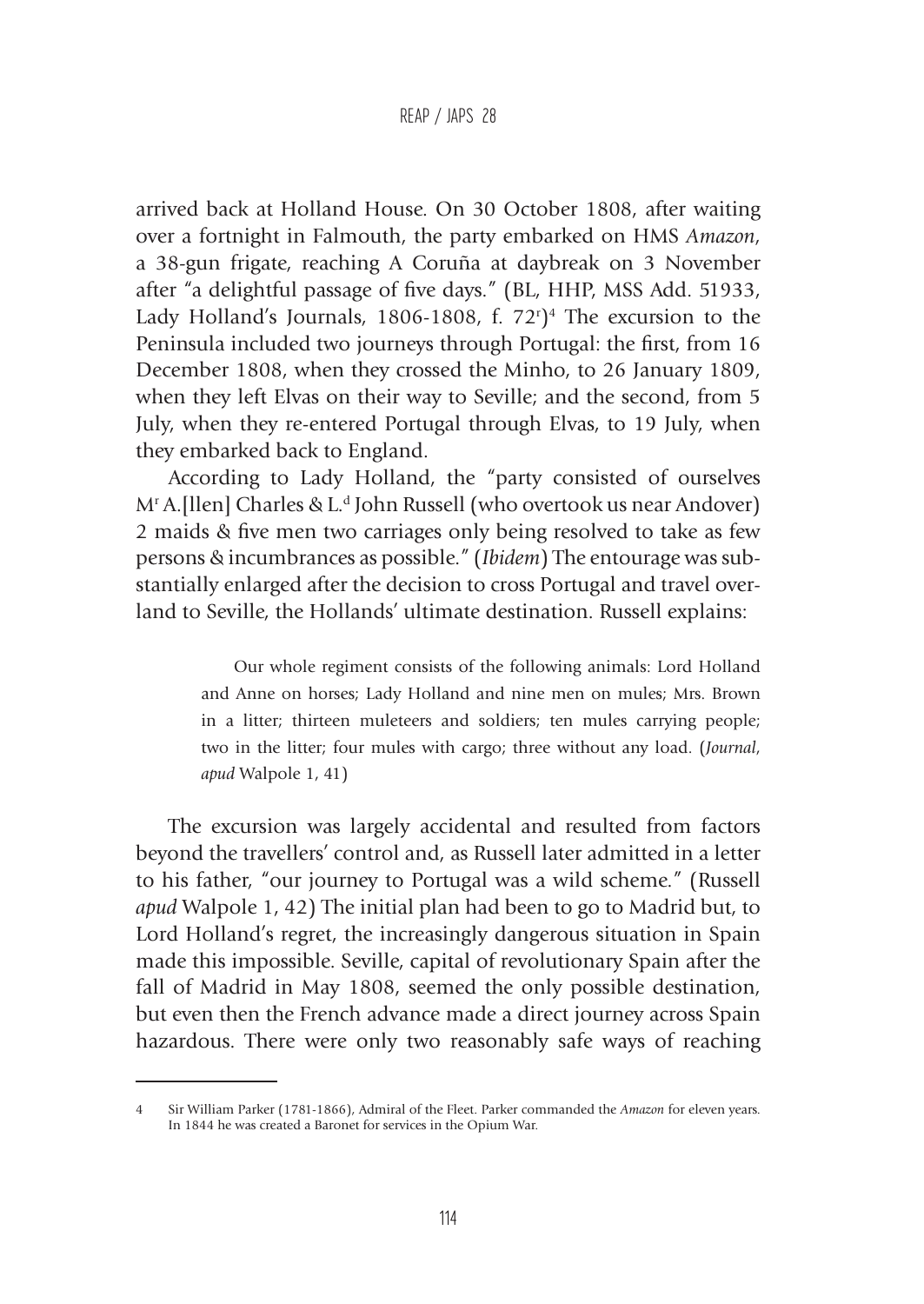arrived back at Holland House. On 30 October 1808, after waiting over a fortnight in Falmouth, the party embarked on HMS *Amazon*, a 38-gun frigate, reaching A Coruña at daybreak on 3 November after "a delightful passage of five days." (BL, HHP, MSS Add. 51933, Lady Holland's Journals, 1806-1808, f. 72[r])[4] The excursion to the Peninsula included two journeys through Portugal: the first, from 16 December 1808, when they crossed the Minho, to 26 January 1809, when they left Elvas on their way to Seville; and the second, from 5 July, when they re-entered Portugal through Elvas, to 19 July, when they embarked back to England.

According to Lady Holland, the "party consisted of ourselves M[r] A.[llen] Charles & L.[d] John Russell (who overtook us near Andover) 2 maids & five men two carriages only being resolved to take as few persons & incumbrances as possible." (*Ibidem*) The entourage was substantially enlarged after the decision to cross Portugal and travel overland to Seville, the Hollands' ultimate destination. Russell explains:

> Our whole regiment consists of the following animals: Lord Holland and Anne on horses; Lady Holland and nine men on mules; Mrs. Brown in a litter; thirteen muleteers and soldiers; ten mules carrying people; two in the litter; four mules with cargo; three without any load. (*Journal*, *apud* Walpole 1, 41)

The excursion was largely accidental and resulted from factors beyond the travellers' control and, as Russell later admitted in a letter to his father, "our journey to Portugal was a wild scheme." (Russell *apud* Walpole 1, 42) The initial plan had been to go to Madrid but, to Lord Holland's regret, the increasingly dangerous situation in Spain made this impossible. Seville, capital of revolutionary Spain after the fall of Madrid in May 1808, seemed the only possible destination, but even then the French advance made a direct journey across Spain hazardous. There were only two reasonably safe ways of reaching

---

4 Sir William Parker (1781-1866), Admiral of the Fleet. Parker commanded the *Amazon* for eleven years. In 1844 he was created a Baronet for services in the Opium War.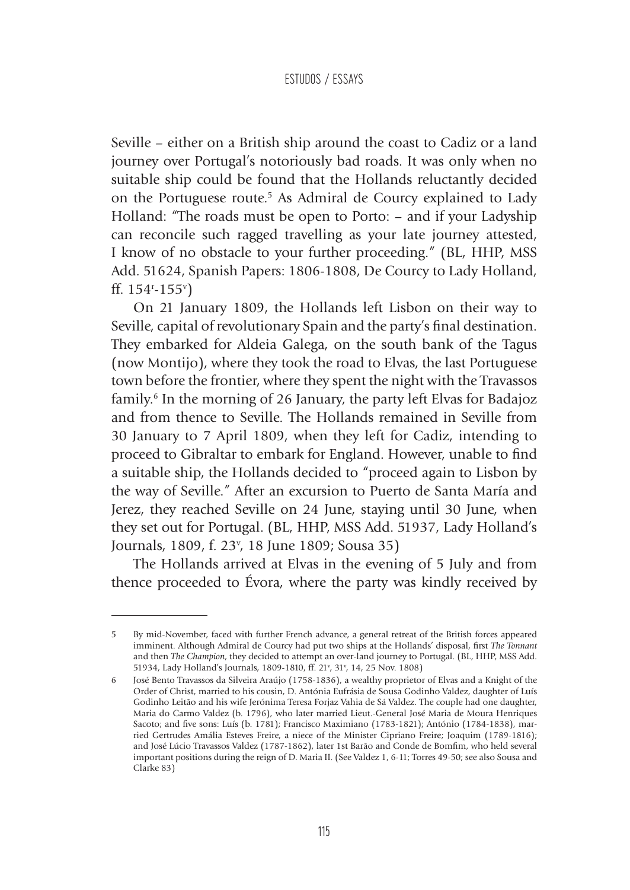Seville – either on a British ship around the coast to Cadiz or a land journey over Portugal's notoriously bad roads. It was only when no suitable ship could be found that the Hollands reluctantly decided on the Portuguese route.[5] As Admiral de Courcy explained to Lady Holland: "The roads must be open to Porto: – and if your Ladyship can reconcile such ragged travelling as your late journey attested, I know of no obstacle to your further proceeding." (BL, HHP, MSS Add. 51624, Spanish Papers: 1806-1808, De Courcy to Lady Holland, ff. 154r-155v)

On 21 January 1809, the Hollands left Lisbon on their way to Seville, capital of revolutionary Spain and the party's final destination. They embarked for Aldeia Galega, on the south bank of the Tagus (now Montijo), where they took the road to Elvas, the last Portuguese town before the frontier, where they spent the night with the Travassos family.[6] In the morning of 26 January, the party left Elvas for Badajoz and from thence to Seville. The Hollands remained in Seville from 30 January to 7 April 1809, when they left for Cadiz, intending to proceed to Gibraltar to embark for England. However, unable to find a suitable ship, the Hollands decided to "proceed again to Lisbon by the way of Seville." After an excursion to Puerto de Santa María and Jerez, they reached Seville on 24 June, staying until 30 June, when they set out for Portugal. (BL, HHP, MSS Add. 51937, Lady Holland's Journals, 1809, f. 23v, 18 June 1809; Sousa 35)

The Hollands arrived at Elvas in the evening of 5 July and from thence proceeded to Évora, where the party was kindly received by

---

5 By mid-November, faced with further French advance, a general retreat of the British forces appeared imminent. Although Admiral de Courcy had put two ships at the Hollands' disposal, first *The Tonnant* and then *The Champion*, they decided to attempt an over-land journey to Portugal. (BL, HHP, MSS Add. 51934, Lady Holland's Journals, 1809-1810, ff. 21v, 31v, 14, 25 Nov. 1808)

6 José Bento Travassos da Silveira Araújo (1758-1836), a wealthy proprietor of Elvas and a Knight of the Order of Christ, married to his cousin, D. Antónia Eufrásia de Sousa Godinho Valdez, daughter of Luís Godinho Leitão and his wife Jerónima Teresa Forjaz Vahia de Sá Valdez. The couple had one daughter, Maria do Carmo Valdez (b. 1796), who later married Lieut.-General José Maria de Moura Henriques Sacoto; and five sons: Luís (b. 1781); Francisco Maximiano (1783-1821); António (1784-1838), married Gertrudes Amália Esteves Freire, a niece of the Minister Cipriano Freire; Joaquim (1789-1816); and José Lúcio Travassos Valdez (1787-1862), later 1st Barão and Conde de Bomfim, who held several important positions during the reign of D. Maria II. (See Valdez 1, 6-11; Torres 49-50; see also Sousa and Clarke 83)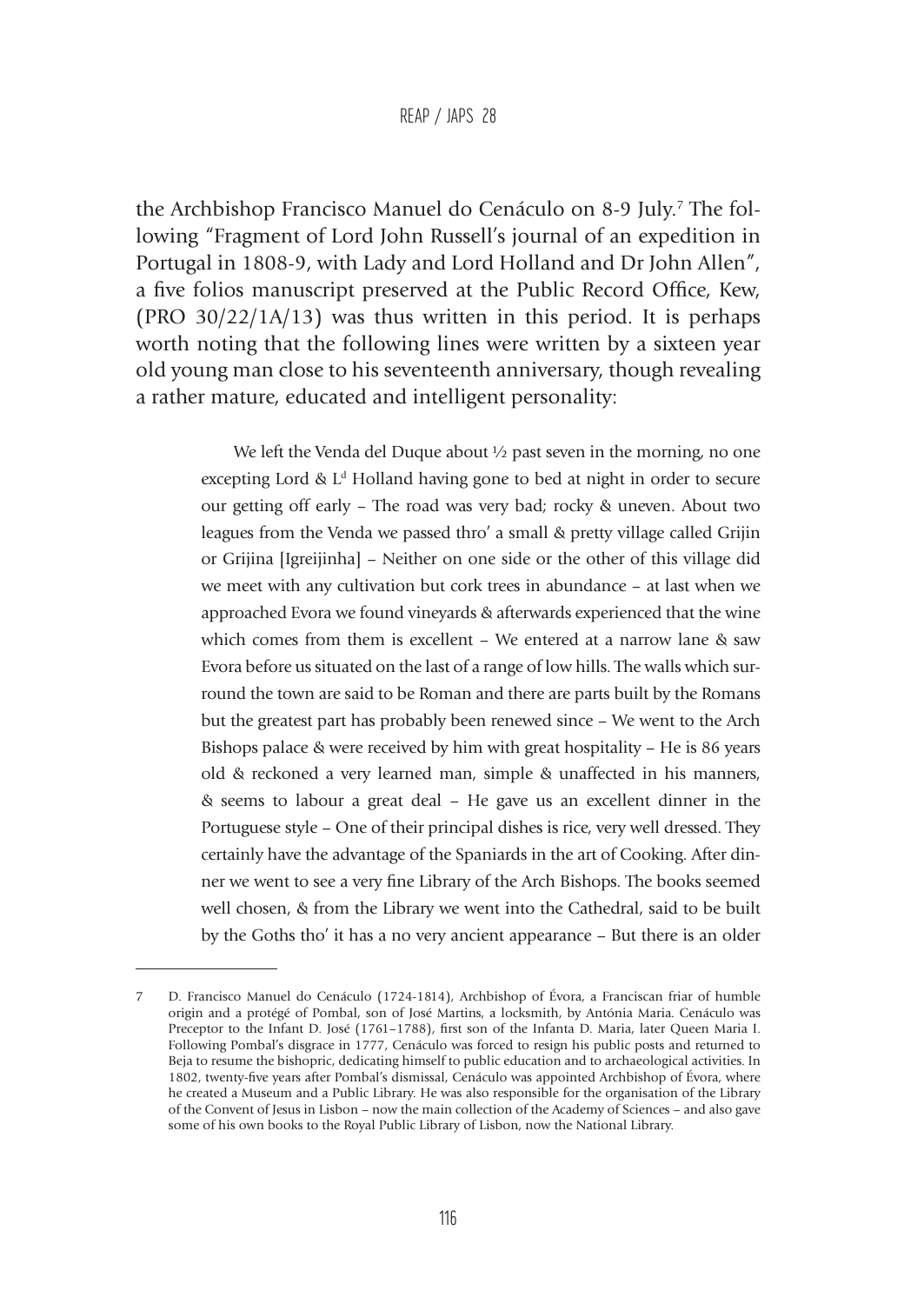the Archbishop Francisco Manuel do Cenáculo on 8-9 July.[7] The following "Fragment of Lord John Russell's journal of an expedition in Portugal in 1808-9, with Lady and Lord Holland and Dr John Allen", a five folios manuscript preserved at the Public Record Office, Kew, (PRO 30/22/1A/13) was thus written in this period. It is perhaps worth noting that the following lines were written by a sixteen year old young man close to his seventeenth anniversary, though revealing a rather mature, educated and intelligent personality:

> We left the Venda del Duque about ½ past seven in the morning, no one excepting Lord & L[d] Holland having gone to bed at night in order to secure our getting off early – The road was very bad; rocky & uneven. About two leagues from the Venda we passed thro' a small & pretty village called Grijin or Grijina [Igreijinha] – Neither on one side or the other of this village did we meet with any cultivation but cork trees in abundance – at last when we approached Evora we found vineyards & afterwards experienced that the wine which comes from them is excellent – We entered at a narrow lane & saw Evora before us situated on the last of a range of low hills. The walls which surround the town are said to be Roman and there are parts built by the Romans but the greatest part has probably been renewed since – We went to the Arch Bishops palace & were received by him with great hospitality – He is 86 years old & reckoned a very learned man, simple & unaffected in his manners, & seems to labour a great deal – He gave us an excellent dinner in the Portuguese style – One of their principal dishes is rice, very well dressed. They certainly have the advantage of the Spaniards in the art of Cooking. After dinner we went to see a very fine Library of the Arch Bishops. The books seemed well chosen, & from the Library we went into the Cathedral, said to be built by the Goths tho' it has a no very ancient appearance – But there is an older

---

7 D. Francisco Manuel do Cenáculo (1724-1814), Archbishop of Évora, a Franciscan friar of humble origin and a protégé of Pombal, son of José Martins, a locksmith, by Antónia Maria. Cenáculo was Preceptor to the Infant D. José (1761–1788), first son of the Infanta D. Maria, later Queen Maria I. Following Pombal's disgrace in 1777, Cenáculo was forced to resign his public posts and returned to Beja to resume the bishopric, dedicating himself to public education and to archaeological activities. In 1802, twenty-five years after Pombal's dismissal, Cenáculo was appointed Archbishop of Évora, where he created a Museum and a Public Library. He was also responsible for the organisation of the Library of the Convent of Jesus in Lisbon – now the main collection of the Academy of Sciences – and also gave some of his own books to the Royal Public Library of Lisbon, now the National Library.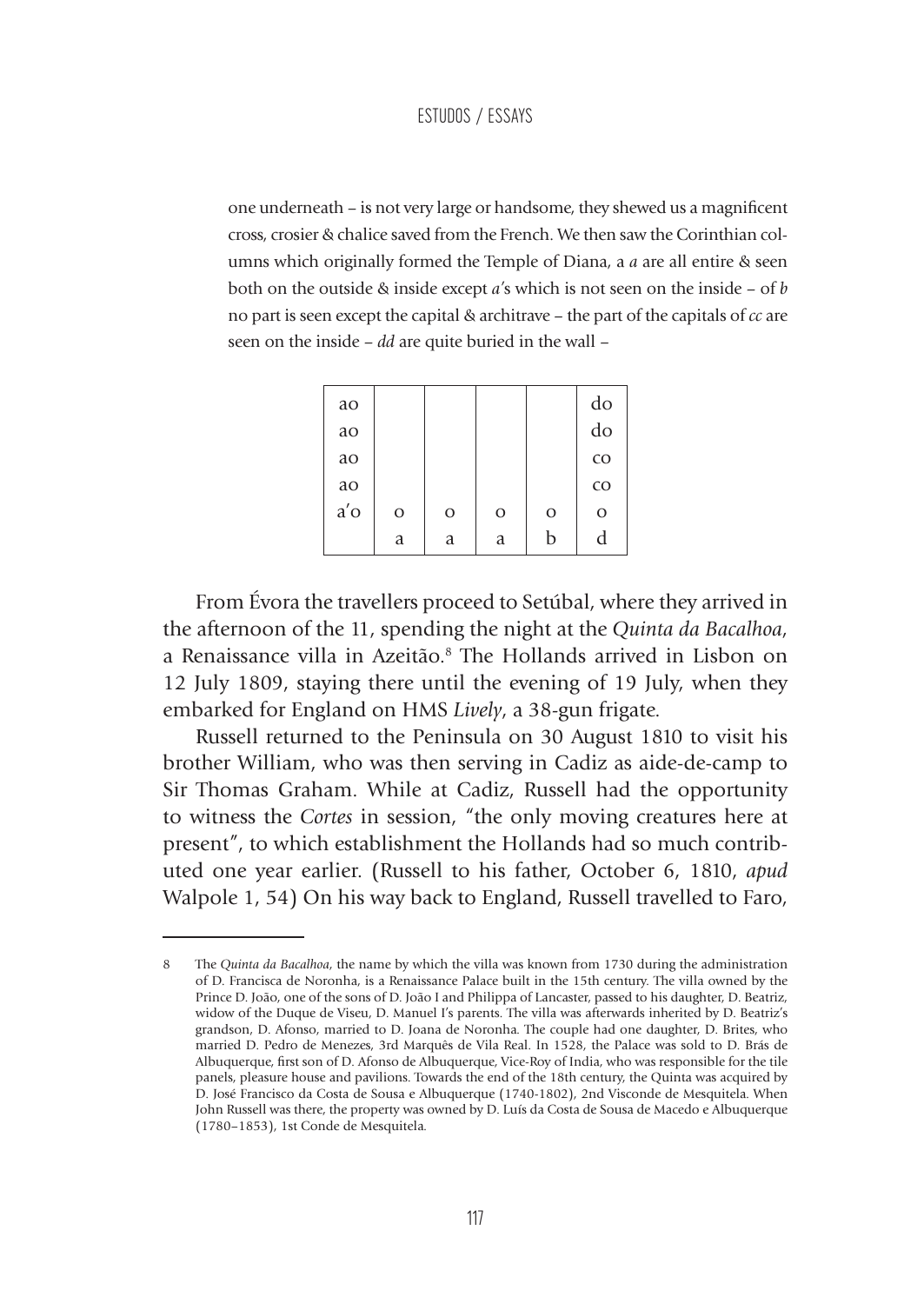one underneath – is not very large or handsome, they shewed us a magnificent cross, crosier & chalice saved from the French. We then saw the Corinthian columns which originally formed the Temple of Diana, a *a* are all entire & seen both on the outside & inside except *a'*s which is not seen on the inside – of *b* no part is seen except the capital & architrave – the part of the capitals of *cc* are seen on the inside – *dd* are quite buried in the wall –

| | | | | | |
|---|---|---|---|---|---|
| ao | | | | | do |
| ao | | | | | do |
| ao | | | | | co |
| ao | | | | | co |
| a'o | o | o | o | o | o |
| | a | a | a | b | d |

From Évora the travellers proceed to Setúbal, where they arrived in the afternoon of the 11, spending the night at the *Quinta da Bacalhoa*, a Renaissance villa in Azeitão.[8] The Hollands arrived in Lisbon on 12 July 1809, staying there until the evening of 19 July, when they embarked for England on HMS *Lively*, a 38-gun frigate.

Russell returned to the Peninsula on 30 August 1810 to visit his brother William, who was then serving in Cadiz as aide-de-camp to Sir Thomas Graham. While at Cadiz, Russell had the opportunity to witness the *Cortes* in session, "the only moving creatures here at present", to which establishment the Hollands had so much contributed one year earlier. (Russell to his father, October 6, 1810, *apud* Walpole 1, 54) On his way back to England, Russell travelled to Faro,

---

8 The *Quinta da Bacalhoa*, the name by which the villa was known from 1730 during the administration of D. Francisca de Noronha, is a Renaissance Palace built in the 15th century. The villa owned by the Prince D. João, one of the sons of D. João I and Philippa of Lancaster, passed to his daughter, D. Beatriz, widow of the Duque de Viseu, D. Manuel I's parents. The villa was afterwards inherited by D. Beatriz's grandson, D. Afonso, married to D. Joana de Noronha. The couple had one daughter, D. Brites, who married D. Pedro de Menezes, 3rd Marquês de Vila Real. In 1528, the Palace was sold to D. Brás de Albuquerque, first son of D. Afonso de Albuquerque, Vice-Roy of India, who was responsible for the tile panels, pleasure house and pavilions. Towards the end of the 18th century, the Quinta was acquired by D. José Francisco da Costa de Sousa e Albuquerque (1740-1802), 2nd Visconde de Mesquitela. When John Russell was there, the property was owned by D. Luís da Costa de Sousa de Macedo e Albuquerque (1780–1853), 1st Conde de Mesquitela.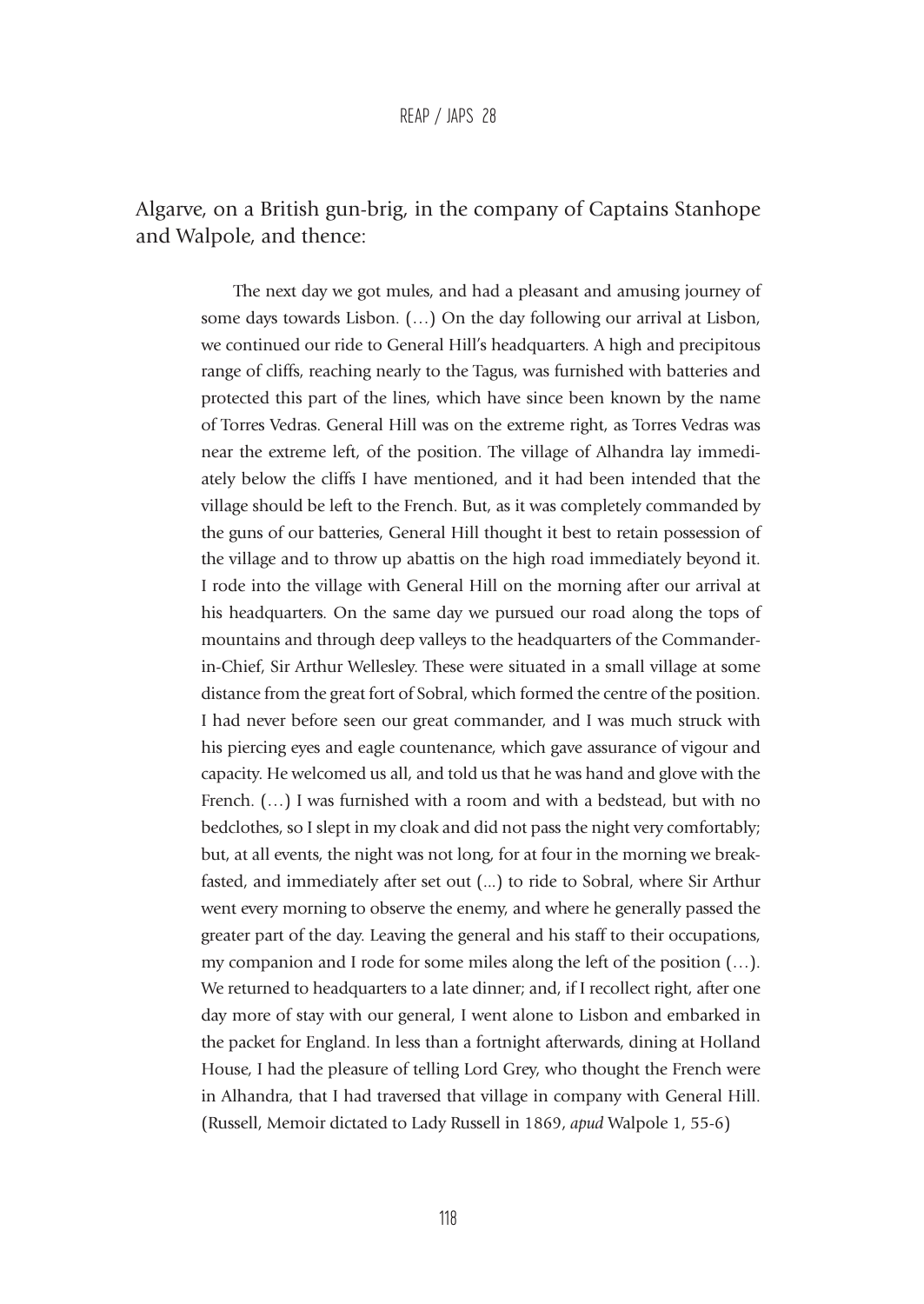Algarve, on a British gun-brig, in the company of Captains Stanhope and Walpole, and thence:

> The next day we got mules, and had a pleasant and amusing journey of some days towards Lisbon. (…) On the day following our arrival at Lisbon, we continued our ride to General Hill's headquarters. A high and precipitous range of cliffs, reaching nearly to the Tagus, was furnished with batteries and protected this part of the lines, which have since been known by the name of Torres Vedras. General Hill was on the extreme right, as Torres Vedras was near the extreme left, of the position. The village of Alhandra lay immediately below the cliffs I have mentioned, and it had been intended that the village should be left to the French. But, as it was completely commanded by the guns of our batteries, General Hill thought it best to retain possession of the village and to throw up abattis on the high road immediately beyond it. I rode into the village with General Hill on the morning after our arrival at his headquarters. On the same day we pursued our road along the tops of mountains and through deep valleys to the headquarters of the Commander-in-Chief, Sir Arthur Wellesley. These were situated in a small village at some distance from the great fort of Sobral, which formed the centre of the position. I had never before seen our great commander, and I was much struck with his piercing eyes and eagle countenance, which gave assurance of vigour and capacity. He welcomed us all, and told us that he was hand and glove with the French. (…) I was furnished with a room and with a bedstead, but with no bedclothes, so I slept in my cloak and did not pass the night very comfortably; but, at all events, the night was not long, for at four in the morning we breakfasted, and immediately after set out (...) to ride to Sobral, where Sir Arthur went every morning to observe the enemy, and where he generally passed the greater part of the day. Leaving the general and his staff to their occupations, my companion and I rode for some miles along the left of the position (…). We returned to headquarters to a late dinner; and, if I recollect right, after one day more of stay with our general, I went alone to Lisbon and embarked in the packet for England. In less than a fortnight afterwards, dining at Holland House, I had the pleasure of telling Lord Grey, who thought the French were in Alhandra, that I had traversed that village in company with General Hill. (Russell, Memoir dictated to Lady Russell in 1869, *apud* Walpole 1, 55-6)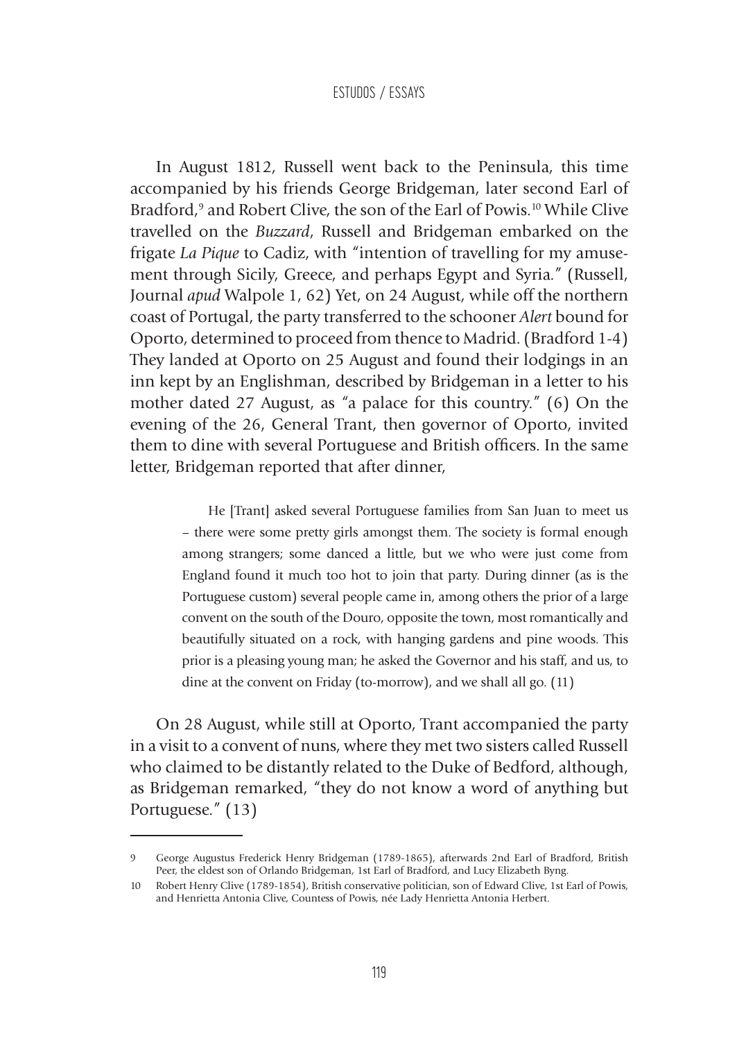In August 1812, Russell went back to the Peninsula, this time accompanied by his friends George Bridgeman, later second Earl of Bradford,[9] and Robert Clive, the son of the Earl of Powis.[10] While Clive travelled on the *Buzzard*, Russell and Bridgeman embarked on the frigate *La Pique* to Cadiz, with "intention of travelling for my amusement through Sicily, Greece, and perhaps Egypt and Syria." (Russell, Journal *apud* Walpole 1, 62) Yet, on 24 August, while off the northern coast of Portugal, the party transferred to the schooner *Alert* bound for Oporto, determined to proceed from thence to Madrid. (Bradford 1-4) They landed at Oporto on 25 August and found their lodgings in an inn kept by an Englishman, described by Bridgeman in a letter to his mother dated 27 August, as "a palace for this country." (6) On the evening of the 26, General Trant, then governor of Oporto, invited them to dine with several Portuguese and British officers. In the same letter, Bridgeman reported that after dinner,

> He [Trant] asked several Portuguese families from San Juan to meet us – there were some pretty girls amongst them. The society is formal enough among strangers; some danced a little, but we who were just come from England found it much too hot to join that party. During dinner (as is the Portuguese custom) several people came in, among others the prior of a large convent on the south of the Douro, opposite the town, most romantically and beautifully situated on a rock, with hanging gardens and pine woods. This prior is a pleasing young man; he asked the Governor and his staff, and us, to dine at the convent on Friday (to-morrow), and we shall all go. (11)

On 28 August, while still at Oporto, Trant accompanied the party in a visit to a convent of nuns, where they met two sisters called Russell who claimed to be distantly related to the Duke of Bedford, although, as Bridgeman remarked, "they do not know a word of anything but Portuguese." (13)

---

9 George Augustus Frederick Henry Bridgeman (1789-1865), afterwards 2nd Earl of Bradford, British Peer, the eldest son of Orlando Bridgeman, 1st Earl of Bradford, and Lucy Elizabeth Byng.

10 Robert Henry Clive (1789-1854), British conservative politician, son of Edward Clive, 1st Earl of Powis, and Henrietta Antonia Clive, Countess of Powis, née Lady Henrietta Antonia Herbert.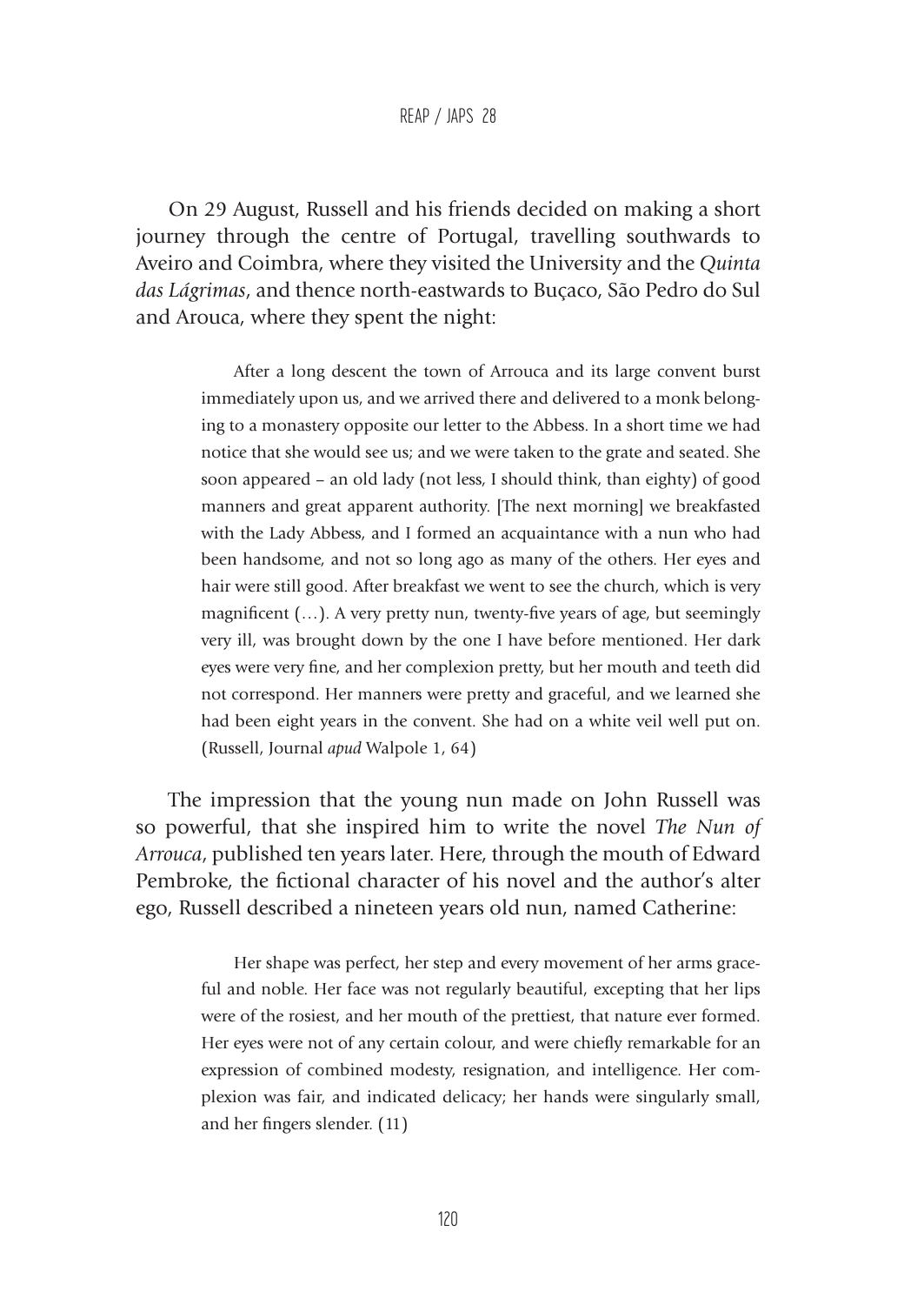On 29 August, Russell and his friends decided on making a short journey through the centre of Portugal, travelling southwards to Aveiro and Coimbra, where they visited the University and the *Quinta das Lágrimas*, and thence north-eastwards to Buçaco, São Pedro do Sul and Arouca, where they spent the night:

> After a long descent the town of Arrouca and its large convent burst immediately upon us, and we arrived there and delivered to a monk belonging to a monastery opposite our letter to the Abbess. In a short time we had notice that she would see us; and we were taken to the grate and seated. She soon appeared – an old lady (not less, I should think, than eighty) of good manners and great apparent authority. [The next morning] we breakfasted with the Lady Abbess, and I formed an acquaintance with a nun who had been handsome, and not so long ago as many of the others. Her eyes and hair were still good. After breakfast we went to see the church, which is very magnificent (…). A very pretty nun, twenty-five years of age, but seemingly very ill, was brought down by the one I have before mentioned. Her dark eyes were very fine, and her complexion pretty, but her mouth and teeth did not correspond. Her manners were pretty and graceful, and we learned she had been eight years in the convent. She had on a white veil well put on. (Russell, Journal *apud* Walpole 1, 64)

The impression that the young nun made on John Russell was so powerful, that she inspired him to write the novel *The Nun of Arrouca*, published ten years later. Here, through the mouth of Edward Pembroke, the fictional character of his novel and the author's alter ego, Russell described a nineteen years old nun, named Catherine:

> Her shape was perfect, her step and every movement of her arms graceful and noble. Her face was not regularly beautiful, excepting that her lips were of the rosiest, and her mouth of the prettiest, that nature ever formed. Her eyes were not of any certain colour, and were chiefly remarkable for an expression of combined modesty, resignation, and intelligence. Her complexion was fair, and indicated delicacy; her hands were singularly small, and her fingers slender. (11)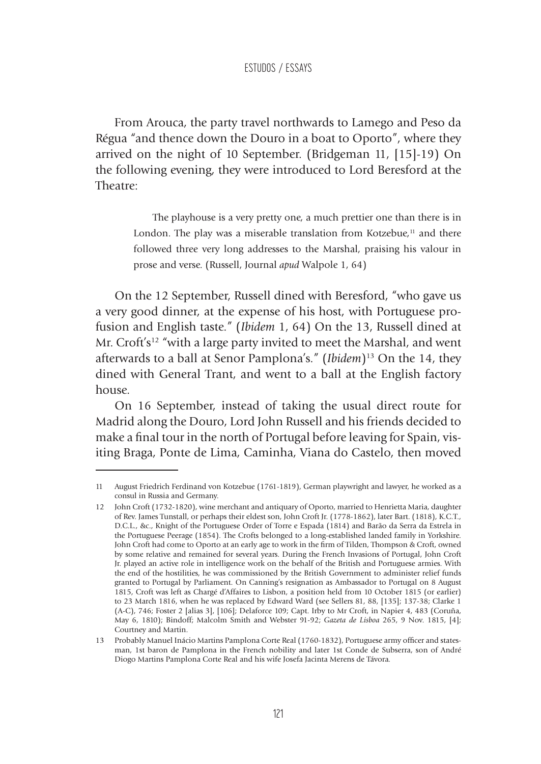From Arouca, the party travel northwards to Lamego and Peso da Régua "and thence down the Douro in a boat to Oporto", where they arrived on the night of 10 September. (Bridgeman 11, [15]-19) On the following evening, they were introduced to Lord Beresford at the Theatre:

> The playhouse is a very pretty one, a much prettier one than there is in London. The play was a miserable translation from Kotzebue,[11] and there followed three very long addresses to the Marshal, praising his valour in prose and verse. (Russell, Journal *apud* Walpole 1, 64)

On the 12 September, Russell dined with Beresford, "who gave us a very good dinner, at the expense of his host, with Portuguese profusion and English taste." (*Ibidem* 1, 64) On the 13, Russell dined at Mr. Croft's[12] "with a large party invited to meet the Marshal, and went afterwards to a ball at Senor Pamplona's." (*Ibidem*)[13] On the 14, they dined with General Trant, and went to a ball at the English factory house.

On 16 September, instead of taking the usual direct route for Madrid along the Douro, Lord John Russell and his friends decided to make a final tour in the north of Portugal before leaving for Spain, visiting Braga, Ponte de Lima, Caminha, Viana do Castelo, then moved

---

11 August Friedrich Ferdinand von Kotzebue (1761-1819), German playwright and lawyer, he worked as a consul in Russia and Germany.

12 John Croft (1732-1820), wine merchant and antiquary of Oporto, married to Henrietta Maria, daughter of Rev. James Tunstall, or perhaps their eldest son, John Croft Jr. (1778-1862), later Bart. (1818), K.C.T., D.C.L., &c., Knight of the Portuguese Order of Torre e Espada (1814) and Barão da Serra da Estrela in the Portuguese Peerage (1854). The Crofts belonged to a long-established landed family in Yorkshire. John Croft had come to Oporto at an early age to work in the firm of Tilden, Thompson & Croft, owned by some relative and remained for several years. During the French Invasions of Portugal, John Croft Jr. played an active role in intelligence work on the behalf of the British and Portuguese armies. With the end of the hostilities, he was commissioned by the British Government to administer relief funds granted to Portugal by Parliament. On Canning's resignation as Ambassador to Portugal on 8 August 1815, Croft was left as Chargé d'Affaires to Lisbon, a position held from 10 October 1815 (or earlier) to 23 March 1816, when he was replaced by Edward Ward (see Sellers 81, 88, [135]; 137-38; Clarke 1 (A-C), 746; Foster 2 [alias 3], [106]; Delaforce 109; Capt. Irby to Mr Croft, in Napier 4, 483 (Coruña, May 6, 1810); Bindoff; Malcolm Smith and Webster 91-92; *Gazeta de Lisboa* 265, 9 Nov. 1815, [4]; Courtney and Martin.

13 Probably Manuel Inácio Martins Pamplona Corte Real (1760-1832), Portuguese army officer and statesman, 1st baron de Pamplona in the French nobility and later 1st Conde de Subserra, son of André Diogo Martins Pamplona Corte Real and his wife Josefa Jacinta Merens de Távora.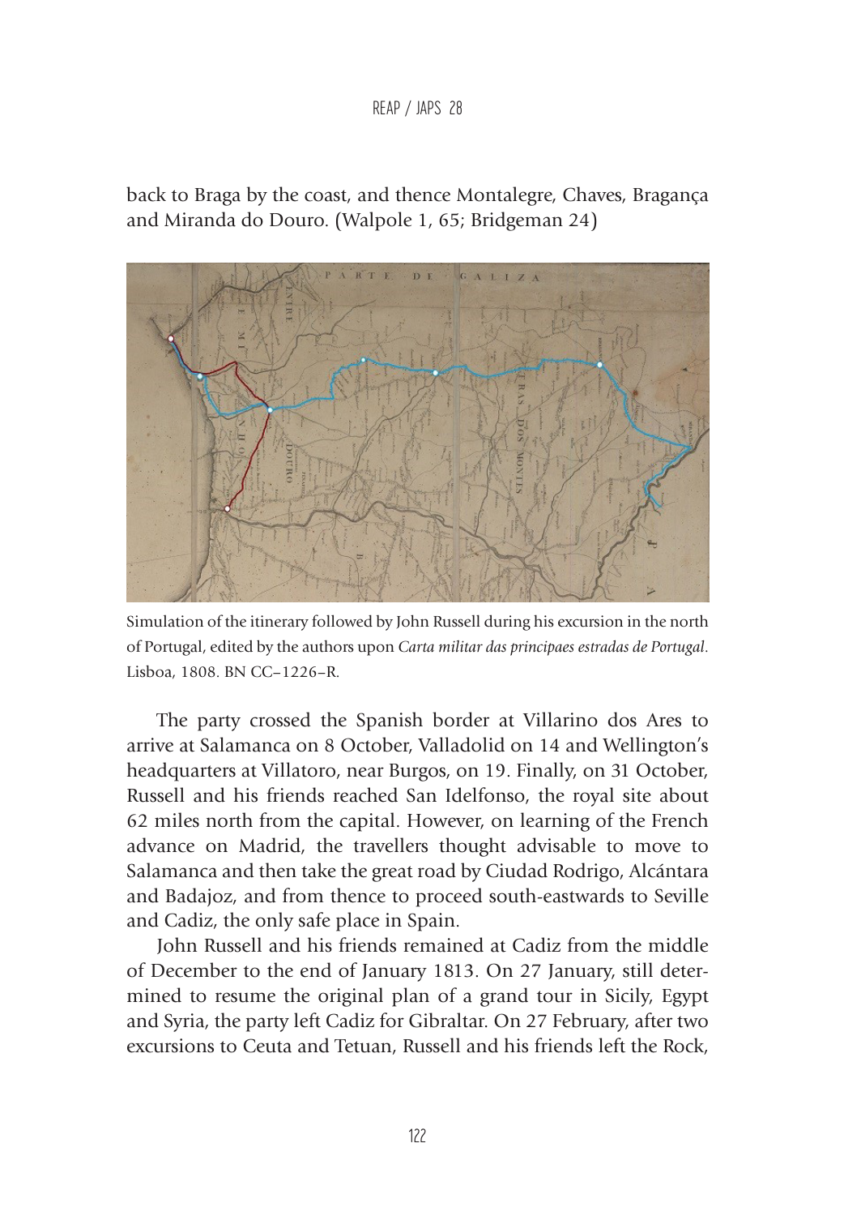back to Braga by the coast, and thence Montalegre, Chaves, Bragança and Miranda do Douro. (Walpole 1, 65; Bridgeman 24)

Simulation of the itinerary followed by John Russell during his excursion in the north of Portugal, edited by the authors upon *Carta militar das principaes estradas de Portugal*. Lisboa, 1808. BN CC–1226–R.

The party crossed the Spanish border at Villarino dos Ares to arrive at Salamanca on 8 October, Valladolid on 14 and Wellington's headquarters at Villatoro, near Burgos, on 19. Finally, on 31 October, Russell and his friends reached San Idelfonso, the royal site about 62 miles north from the capital. However, on learning of the French advance on Madrid, the travellers thought advisable to move to Salamanca and then take the great road by Ciudad Rodrigo, Alcántara and Badajoz, and from thence to proceed south-eastwards to Seville and Cadiz, the only safe place in Spain.

John Russell and his friends remained at Cadiz from the middle of December to the end of January 1813. On 27 January, still determined to resume the original plan of a grand tour in Sicily, Egypt and Syria, the party left Cadiz for Gibraltar. On 27 February, after two excursions to Ceuta and Tetuan, Russell and his friends left the Rock,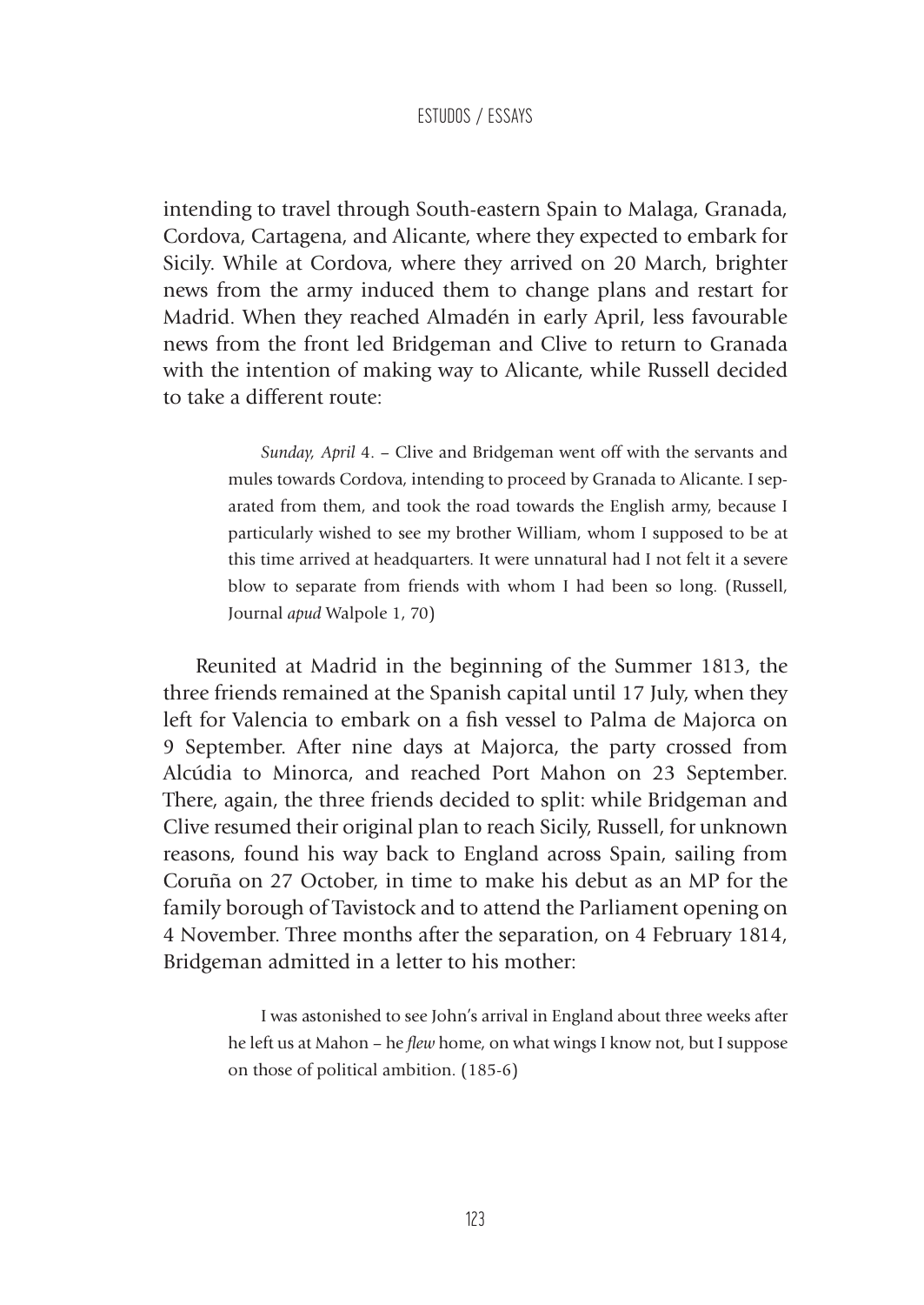intending to travel through South-eastern Spain to Malaga, Granada, Cordova, Cartagena, and Alicante, where they expected to embark for Sicily. While at Cordova, where they arrived on 20 March, brighter news from the army induced them to change plans and restart for Madrid. When they reached Almadén in early April, less favourable news from the front led Bridgeman and Clive to return to Granada with the intention of making way to Alicante, while Russell decided to take a different route:

> *Sunday, April* 4. – Clive and Bridgeman went off with the servants and mules towards Cordova, intending to proceed by Granada to Alicante. I separated from them, and took the road towards the English army, because I particularly wished to see my brother William, whom I supposed to be at this time arrived at headquarters. It were unnatural had I not felt it a severe blow to separate from friends with whom I had been so long. (Russell, Journal *apud* Walpole 1, 70)

Reunited at Madrid in the beginning of the Summer 1813, the three friends remained at the Spanish capital until 17 July, when they left for Valencia to embark on a fish vessel to Palma de Majorca on 9 September. After nine days at Majorca, the party crossed from Alcúdia to Minorca, and reached Port Mahon on 23 September. There, again, the three friends decided to split: while Bridgeman and Clive resumed their original plan to reach Sicily, Russell, for unknown reasons, found his way back to England across Spain, sailing from Coruña on 27 October, in time to make his debut as an MP for the family borough of Tavistock and to attend the Parliament opening on 4 November. Three months after the separation, on 4 February 1814, Bridgeman admitted in a letter to his mother:

> I was astonished to see John's arrival in England about three weeks after he left us at Mahon – he *flew* home, on what wings I know not, but I suppose on those of political ambition. (185-6)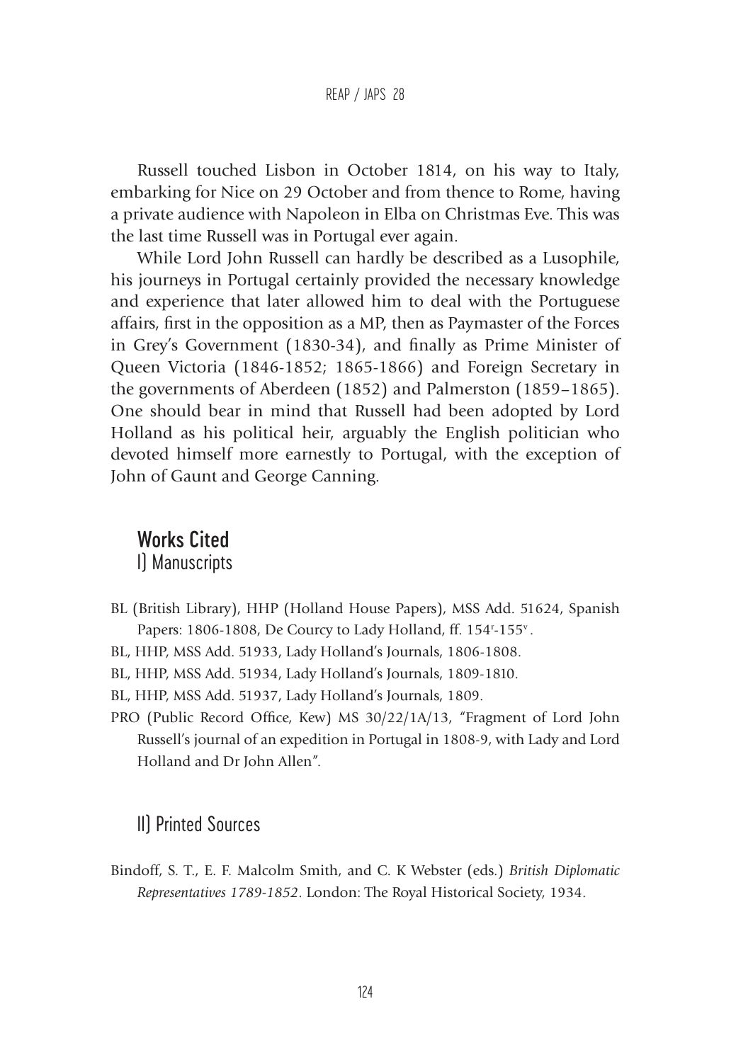Russell touched Lisbon in October 1814, on his way to Italy, embarking for Nice on 29 October and from thence to Rome, having a private audience with Napoleon in Elba on Christmas Eve. This was the last time Russell was in Portugal ever again.

While Lord John Russell can hardly be described as a Lusophile, his journeys in Portugal certainly provided the necessary knowledge and experience that later allowed him to deal with the Portuguese affairs, first in the opposition as a MP, then as Paymaster of the Forces in Grey's Government (1830-34), and finally as Prime Minister of Queen Victoria (1846-1852; 1865-1866) and Foreign Secretary in the governments of Aberdeen (1852) and Palmerston (1859–1865). One should bear in mind that Russell had been adopted by Lord Holland as his political heir, arguably the English politician who devoted himself more earnestly to Portugal, with the exception of John of Gaunt and George Canning.

## Works Cited

### I) Manuscripts

BL (British Library), HHP (Holland House Papers), MSS Add. 51624, Spanish Papers: 1806-1808, De Courcy to Lady Holland, ff. 154$^r$-155$^v$.

BL, HHP, MSS Add. 51933, Lady Holland's Journals, 1806-1808.

BL, HHP, MSS Add. 51934, Lady Holland's Journals, 1809-1810.

BL, HHP, MSS Add. 51937, Lady Holland's Journals, 1809.

PRO (Public Record Office, Kew) MS 30/22/1A/13, "Fragment of Lord John Russell's journal of an expedition in Portugal in 1808-9, with Lady and Lord Holland and Dr John Allen".

### II) Printed Sources

Bindoff, S. T., E. F. Malcolm Smith, and C. K Webster (eds.) *British Diplomatic Representatives 1789-1852*. London: The Royal Historical Society, 1934.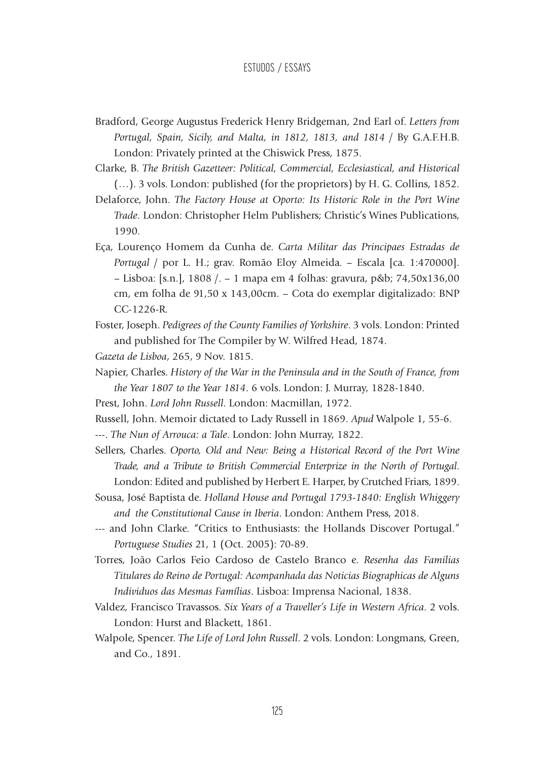Bradford, George Augustus Frederick Henry Bridgeman, 2nd Earl of. *Letters from Portugal, Spain, Sicily, and Malta, in 1812, 1813, and 1814* / By G.A.F.H.B. London: Privately printed at the Chiswick Press, 1875.

Clarke, B. *The British Gazetteer: Political, Commercial, Ecclesiastical, and Historical* (…). 3 vols. London: published (for the proprietors) by H. G. Collins, 1852.

Delaforce, John. *The Factory House at Oporto: Its Historic Role in the Port Wine Trade*. London: Christopher Helm Publishers; Christic's Wines Publications, 1990.

Eça, Lourenço Homem da Cunha de. *Carta Militar das Principaes Estradas de Portugal* / por L. H.; grav. Romão Eloy Almeida. – Escala [ca. 1:470000]. – Lisboa: [s.n.], 1808 /. – 1 mapa em 4 folhas: gravura, p&b; 74,50x136,00 cm, em folha de 91,50 x 143,00cm. – Cota do exemplar digitalizado: BNP CC-1226-R.

Foster, Joseph. *Pedigrees of the County Families of Yorkshire*. 3 vols. London: Printed and published for The Compiler by W. Wilfred Head, 1874.

*Gazeta de Lisboa*, 265, 9 Nov. 1815.

Napier, Charles. *History of the War in the Peninsula and in the South of France, from the Year 1807 to the Year 1814*. 6 vols. London: J. Murray, 1828-1840.

Prest, John. *Lord John Russell*. London: Macmillan, 1972.

Russell, John. Memoir dictated to Lady Russell in 1869. *Apud* Walpole 1, 55-6.

---. *The Nun of Arrouca: a Tale*. London: John Murray, 1822.

Sellers, Charles. *Oporto, Old and New: Being a Historical Record of the Port Wine Trade, and a Tribute to British Commercial Enterprize in the North of Portugal*. London: Edited and published by Herbert E. Harper, by Crutched Friars, 1899.

Sousa, José Baptista de. *Holland House and Portugal 1793-1840: English Whiggery and the Constitutional Cause in Iberia*. London: Anthem Press, 2018.

--- and John Clarke. "Critics to Enthusiasts: the Hollands Discover Portugal." *Portuguese Studies* 21, 1 (Oct. 2005): 70-89.

Torres, João Carlos Feio Cardoso de Castelo Branco e. *Resenha das Familias Titulares do Reino de Portugal: Acompanhada das Noticias Biographicas de Alguns Individuos das Mesmas Famílias*. Lisboa: Imprensa Nacional, 1838.

Valdez, Francisco Travassos. *Six Years of a Traveller's Life in Western Africa*. 2 vols. London: Hurst and Blackett, 1861.

Walpole, Spencer. *The Life of Lord John Russell*. 2 vols. London: Longmans, Green, and Co., 1891.